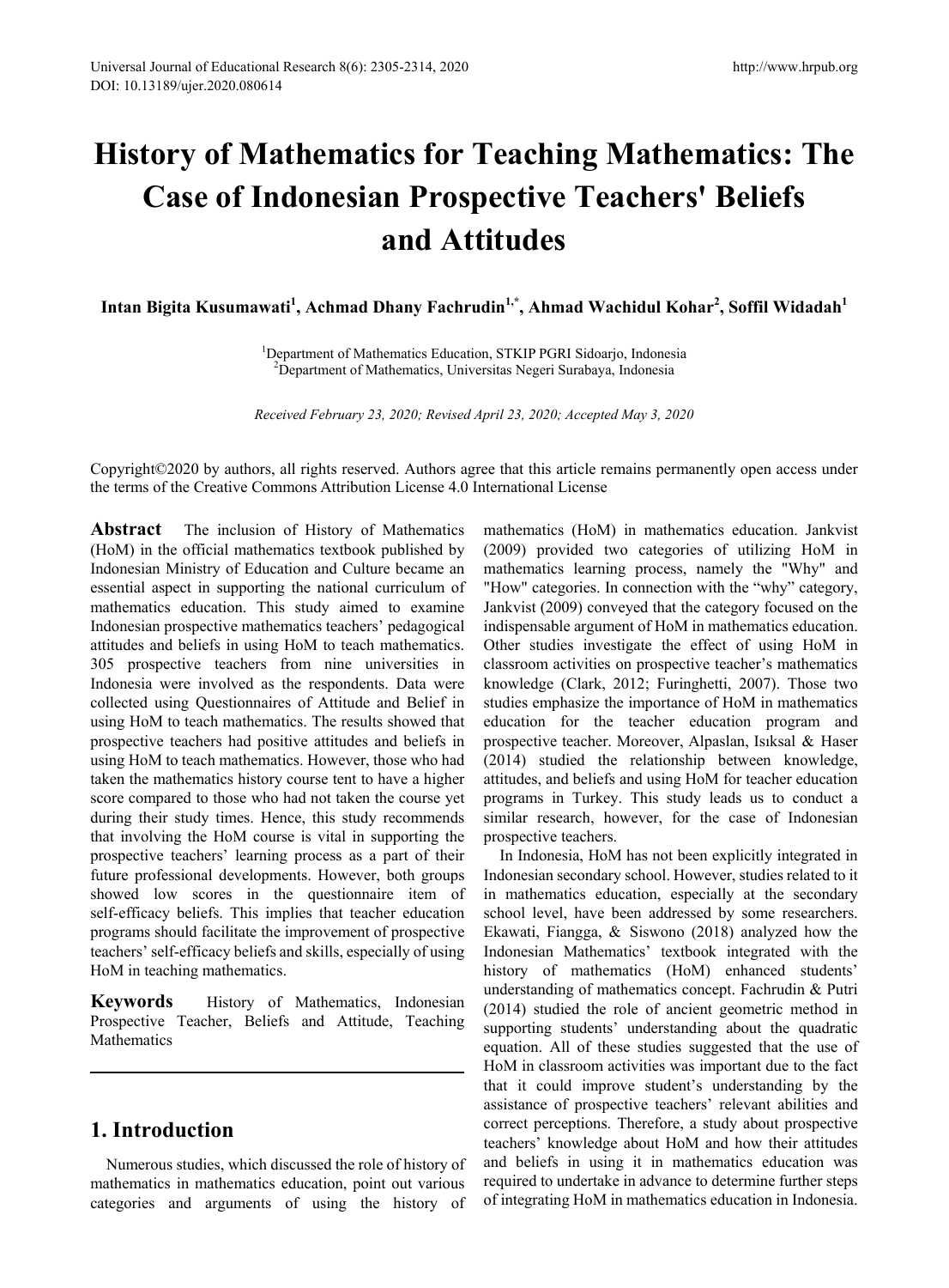# History of Mathematics for Teaching Mathematics: The Case of Indonesian Prospective Teachers' Beliefs and Attitudes

**Intan Bigita Kusumawati[1], Achmad Dhany Fachrudin[1,*], Ahmad Wachidul Kohar[2], Soffil Widadah[1]**

[1]Department of Mathematics Education, STKIP PGRI Sidoarjo, Indonesia
[2]Department of Mathematics, Universitas Negeri Surabaya, Indonesia

*Received February 23, 2020; Revised April 23, 2020; Accepted May 3, 2020*

Copyright©2020 by authors, all rights reserved. Authors agree that this article remains permanently open access under the terms of the Creative Commons Attribution License 4.0 International License

**Abstract** The inclusion of History of Mathematics (HoM) in the official mathematics textbook published by Indonesian Ministry of Education and Culture became an essential aspect in supporting the national curriculum of mathematics education. This study aimed to examine Indonesian prospective mathematics teachers' pedagogical attitudes and beliefs in using HoM to teach mathematics. 305 prospective teachers from nine universities in Indonesia were involved as the respondents. Data were collected using Questionnaires of Attitude and Belief in using HoM to teach mathematics. The results showed that prospective teachers had positive attitudes and beliefs in using HoM to teach mathematics. However, those who had taken the mathematics history course tent to have a higher score compared to those who had not taken the course yet during their study times. Hence, this study recommends that involving the HoM course is vital in supporting the prospective teachers' learning process as a part of their future professional developments. However, both groups showed low scores in the questionnaire item of self-efficacy beliefs. This implies that teacher education programs should facilitate the improvement of prospective teachers' self-efficacy beliefs and skills, especially of using HoM in teaching mathematics.

**Keywords** History of Mathematics, Indonesian Prospective Teacher, Beliefs and Attitude, Teaching Mathematics

## 1. Introduction

Numerous studies, which discussed the role of history of mathematics in mathematics education, point out various categories and arguments of using the history of mathematics (HoM) in mathematics education. Jankvist (2009) provided two categories of utilizing HoM in mathematics learning process, namely the "Why" and "How" categories. In connection with the "why" category, Jankvist (2009) conveyed that the category focused on the indispensable argument of HoM in mathematics education. Other studies investigate the effect of using HoM in classroom activities on prospective teacher's mathematics knowledge (Clark, 2012; Furinghetti, 2007). Those two studies emphasize the importance of HoM in mathematics education for the teacher education program and prospective teacher. Moreover, Alpaslan, Isıksal & Haser (2014) studied the relationship between knowledge, attitudes, and beliefs and using HoM for teacher education programs in Turkey. This study leads us to conduct a similar research, however, for the case of Indonesian prospective teachers.

In Indonesia, HoM has not been explicitly integrated in Indonesian secondary school. However, studies related to it in mathematics education, especially at the secondary school level, have been addressed by some researchers. Ekawati, Fiangga, & Siswono (2018) analyzed how the Indonesian Mathematics' textbook integrated with the history of mathematics (HoM) enhanced students' understanding of mathematics concept. Fachrudin & Putri (2014) studied the role of ancient geometric method in supporting students' understanding about the quadratic equation. All of these studies suggested that the use of HoM in classroom activities was important due to the fact that it could improve student's understanding by the assistance of prospective teachers' relevant abilities and correct perceptions. Therefore, a study about prospective teachers' knowledge about HoM and how their attitudes and beliefs in using it in mathematics education was required to undertake in advance to determine further steps of integrating HoM in mathematics education in Indonesia.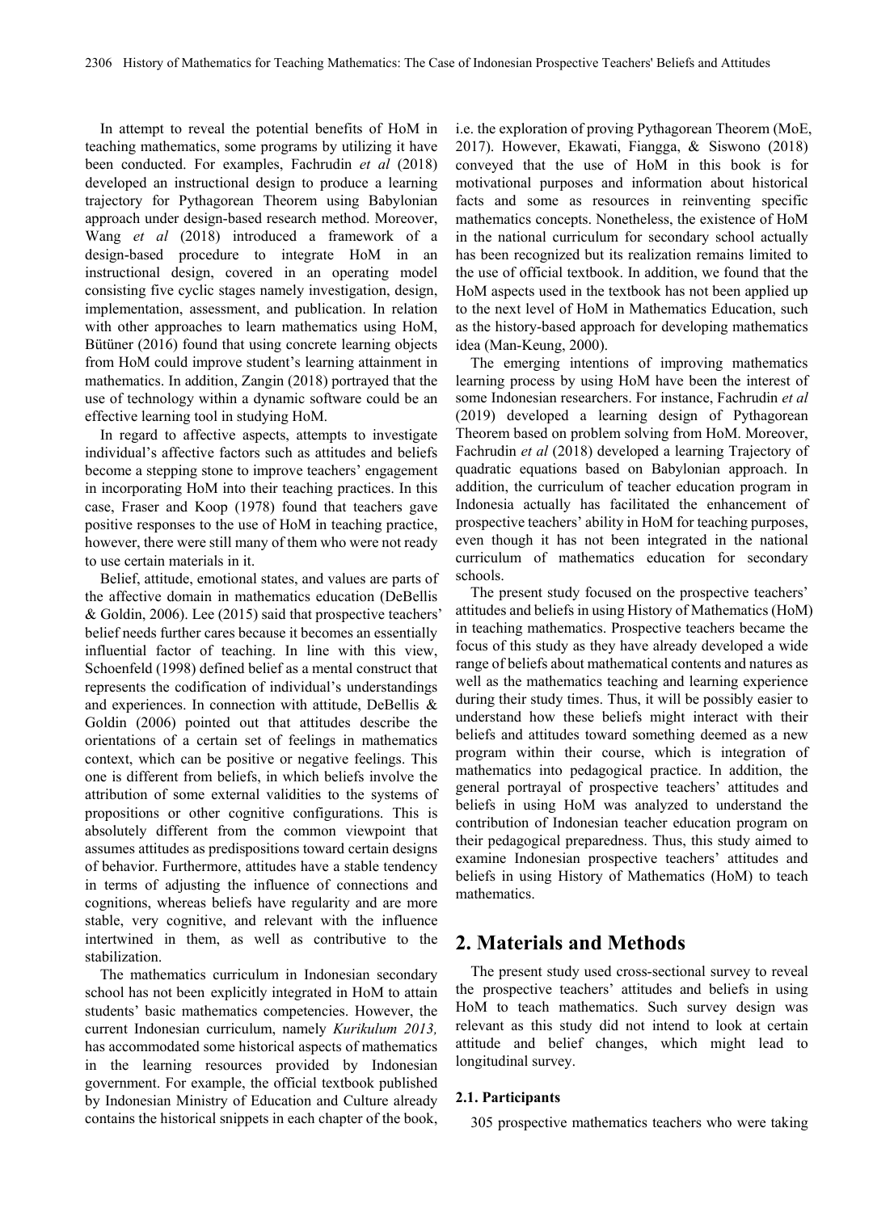In attempt to reveal the potential benefits of HoM in teaching mathematics, some programs by utilizing it have been conducted. For examples, Fachrudin *et al* (2018) developed an instructional design to produce a learning trajectory for Pythagorean Theorem using Babylonian approach under design-based research method. Moreover, Wang *et al* (2018) introduced a framework of a design-based procedure to integrate HoM in an instructional design, covered in an operating model consisting five cyclic stages namely investigation, design, implementation, assessment, and publication. In relation with other approaches to learn mathematics using HoM, Bütüner (2016) found that using concrete learning objects from HoM could improve student's learning attainment in mathematics. In addition, Zangin (2018) portrayed that the use of technology within a dynamic software could be an effective learning tool in studying HoM.

In regard to affective aspects, attempts to investigate individual's affective factors such as attitudes and beliefs become a stepping stone to improve teachers' engagement in incorporating HoM into their teaching practices. In this case, Fraser and Koop (1978) found that teachers gave positive responses to the use of HoM in teaching practice, however, there were still many of them who were not ready to use certain materials in it.

Belief, attitude, emotional states, and values are parts of the affective domain in mathematics education (DeBellis & Goldin, 2006). Lee (2015) said that prospective teachers' belief needs further cares because it becomes an essentially influential factor of teaching. In line with this view, Schoenfeld (1998) defined belief as a mental construct that represents the codification of individual's understandings and experiences. In connection with attitude, DeBellis & Goldin (2006) pointed out that attitudes describe the orientations of a certain set of feelings in mathematics context, which can be positive or negative feelings. This one is different from beliefs, in which beliefs involve the attribution of some external validities to the systems of propositions or other cognitive configurations. This is absolutely different from the common viewpoint that assumes attitudes as predispositions toward certain designs of behavior. Furthermore, attitudes have a stable tendency in terms of adjusting the influence of connections and cognitions, whereas beliefs have regularity and are more stable, very cognitive, and relevant with the influence intertwined in them, as well as contributive to the stabilization.

The mathematics curriculum in Indonesian secondary school has not been explicitly integrated in HoM to attain students' basic mathematics competencies. However, the current Indonesian curriculum, namely *Kurikulum 2013,* has accommodated some historical aspects of mathematics in the learning resources provided by Indonesian government. For example, the official textbook published by Indonesian Ministry of Education and Culture already contains the historical snippets in each chapter of the book, i.e. the exploration of proving Pythagorean Theorem (MoE, 2017). However, Ekawati, Fiangga, & Siswono (2018) conveyed that the use of HoM in this book is for motivational purposes and information about historical facts and some as resources in reinventing specific mathematics concepts. Nonetheless, the existence of HoM in the national curriculum for secondary school actually has been recognized but its realization remains limited to the use of official textbook. In addition, we found that the HoM aspects used in the textbook has not been applied up to the next level of HoM in Mathematics Education, such as the history-based approach for developing mathematics idea (Man-Keung, 2000).

The emerging intentions of improving mathematics learning process by using HoM have been the interest of some Indonesian researchers. For instance, Fachrudin *et al* (2019) developed a learning design of Pythagorean Theorem based on problem solving from HoM. Moreover, Fachrudin *et al* (2018) developed a learning Trajectory of quadratic equations based on Babylonian approach. In addition, the curriculum of teacher education program in Indonesia actually has facilitated the enhancement of prospective teachers' ability in HoM for teaching purposes, even though it has not been integrated in the national curriculum of mathematics education for secondary schools.

The present study focused on the prospective teachers' attitudes and beliefs in using History of Mathematics (HoM) in teaching mathematics. Prospective teachers became the focus of this study as they have already developed a wide range of beliefs about mathematical contents and natures as well as the mathematics teaching and learning experience during their study times. Thus, it will be possibly easier to understand how these beliefs might interact with their beliefs and attitudes toward something deemed as a new program within their course, which is integration of mathematics into pedagogical practice. In addition, the general portrayal of prospective teachers' attitudes and beliefs in using HoM was analyzed to understand the contribution of Indonesian teacher education program on their pedagogical preparedness. Thus, this study aimed to examine Indonesian prospective teachers' attitudes and beliefs in using History of Mathematics (HoM) to teach mathematics.

## 2. Materials and Methods

The present study used cross-sectional survey to reveal the prospective teachers' attitudes and beliefs in using HoM to teach mathematics. Such survey design was relevant as this study did not intend to look at certain attitude and belief changes, which might lead to longitudinal survey.

### 2.1. Participants

305 prospective mathematics teachers who were taking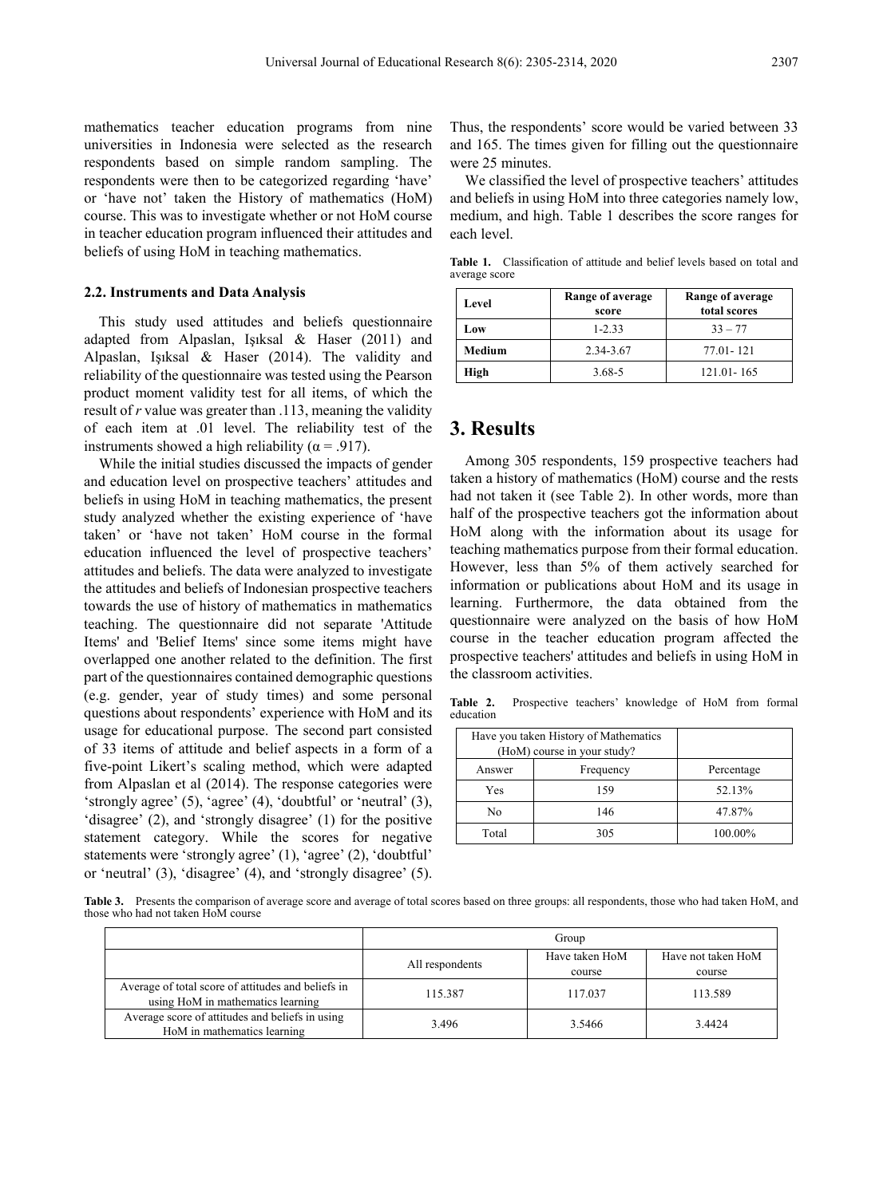mathematics teacher education programs from nine universities in Indonesia were selected as the research respondents based on simple random sampling. The respondents were then to be categorized regarding 'have' or 'have not' taken the History of mathematics (HoM) course. This was to investigate whether or not HoM course in teacher education program influenced their attitudes and beliefs of using HoM in teaching mathematics.

### 2.2. Instruments and Data Analysis

This study used attitudes and beliefs questionnaire adapted from Alpaslan, Işıksal & Haser (2011) and Alpaslan, Işıksal & Haser (2014). The validity and reliability of the questionnaire was tested using the Pearson product moment validity test for all items, of which the result of *r* value was greater than .113, meaning the validity of each item at .01 level. The reliability test of the instruments showed a high reliability ($\alpha = .917$).

While the initial studies discussed the impacts of gender and education level on prospective teachers' attitudes and beliefs in using HoM in teaching mathematics, the present study analyzed whether the existing experience of 'have taken' or 'have not taken' HoM course in the formal education influenced the level of prospective teachers' attitudes and beliefs. The data were analyzed to investigate the attitudes and beliefs of Indonesian prospective teachers towards the use of history of mathematics in mathematics teaching. The questionnaire did not separate 'Attitude Items' and 'Belief Items' since some items might have overlapped one another related to the definition. The first part of the questionnaires contained demographic questions (e.g. gender, year of study times) and some personal questions about respondents' experience with HoM and its usage for educational purpose. The second part consisted of 33 items of attitude and belief aspects in a form of a five-point Likert's scaling method, which were adapted from Alpaslan et al (2014). The response categories were 'strongly agree' (5), 'agree' (4), 'doubtful' or 'neutral' (3), 'disagree' (2), and 'strongly disagree' (1) for the positive statement category. While the scores for negative statements were 'strongly agree' (1), 'agree' (2), 'doubtful' or 'neutral' (3), 'disagree' (4), and 'strongly disagree' (5). Thus, the respondents' score would be varied between 33 and 165. The times given for filling out the questionnaire were 25 minutes.

We classified the level of prospective teachers' attitudes and beliefs in using HoM into three categories namely low, medium, and high. Table 1 describes the score ranges for each level.

**Table 1.** Classification of attitude and belief levels based on total and average score

| Level | Range of average score | Range of average total scores |
|---|---|---|
| **Low** | 1-2.33 | 33 – 77 |
| **Medium** | 2.34-3.67 | 77.01- 121 |
| **High** | 3.68-5 | 121.01- 165 |

# 3. Results

Among 305 respondents, 159 prospective teachers had taken a history of mathematics (HoM) course and the rests had not taken it (see Table 2). In other words, more than half of the prospective teachers got the information about HoM along with the information about its usage for teaching mathematics purpose from their formal education. However, less than 5% of them actively searched for information or publications about HoM and its usage in learning. Furthermore, the data obtained from the questionnaire were analyzed on the basis of how HoM course in the teacher education program affected the prospective teachers' attitudes and beliefs in using HoM in the classroom activities.

**Table 2.** Prospective teachers' knowledge of HoM from formal education

| Have you taken History of Mathematics (HoM) course in your study? | | |
|---|---|---|
| Answer | Frequency | Percentage |
| Yes | 159 | 52.13% |
| No | 146 | 47.87% |
| Total | 305 | 100.00% |

**Table 3.** Presents the comparison of average score and average of total scores based on three groups: all respondents, those who had taken HoM, and those who had not taken HoM course

| | Group | | |
|---|---|---|---|
| | All respondents | Have taken HoM course | Have not taken HoM course |
| Average of total score of attitudes and beliefs in using HoM in mathematics learning | 115.387 | 117.037 | 113.589 |
| Average score of attitudes and beliefs in using HoM in mathematics learning | 3.496 | 3.5466 | 3.4424 |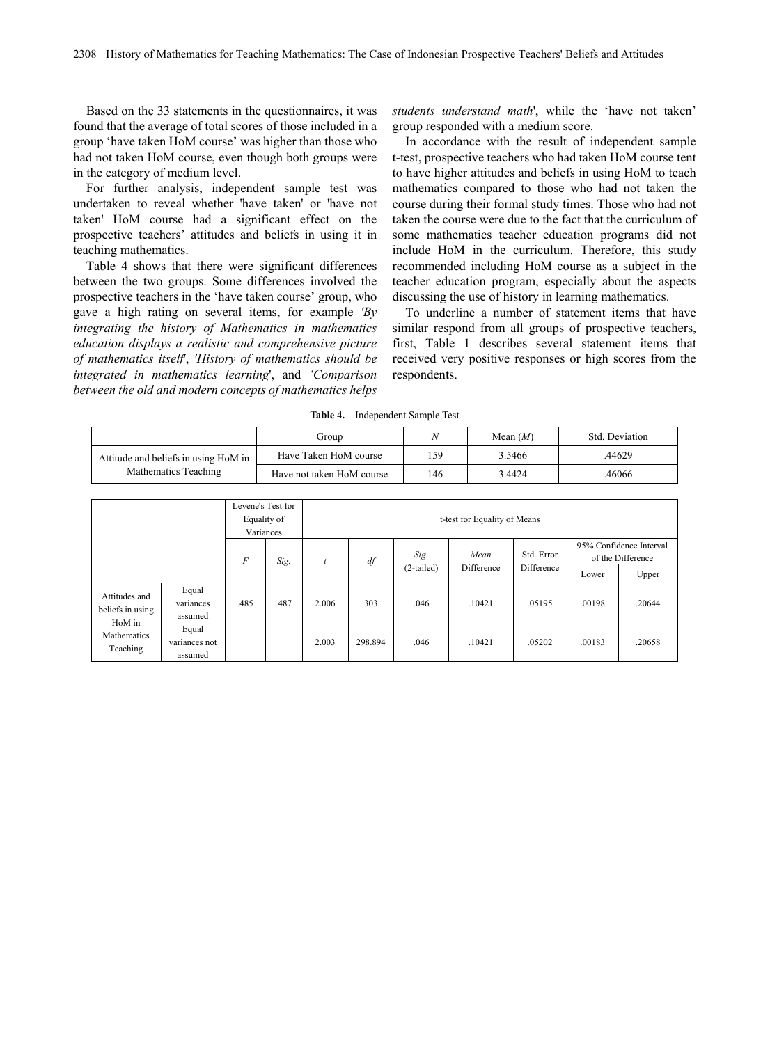Based on the 33 statements in the questionnaires, it was found that the average of total scores of those included in a group 'have taken HoM course' was higher than those who had not taken HoM course, even though both groups were in the category of medium level.

For further analysis, independent sample test was undertaken to reveal whether 'have taken' or 'have not taken' HoM course had a significant effect on the prospective teachers' attitudes and beliefs in using it in teaching mathematics.

Table 4 shows that there were significant differences between the two groups. Some differences involved the prospective teachers in the 'have taken course' group, who gave a high rating on several items, for example *'By integrating the history of Mathematics in mathematics education displays a realistic and comprehensive picture of mathematics itself'*, *'History of mathematics should be integrated in mathematics learning'*, and *'Comparison between the old and modern concepts of mathematics helps students understand math'*, while the 'have not taken' group responded with a medium score.

In accordance with the result of independent sample t-test, prospective teachers who had taken HoM course tent to have higher attitudes and beliefs in using HoM to teach mathematics compared to those who had not taken the course during their formal study times. Those who had not taken the course were due to the fact that the curriculum of some mathematics teacher education programs did not include HoM in the curriculum. Therefore, this study recommended including HoM course as a subject in the teacher education program, especially about the aspects discussing the use of history in learning mathematics.

To underline a number of statement items that have similar respond from all groups of prospective teachers, first, Table 1 describes several statement items that received very positive responses or high scores from the respondents.

**Table 4.** Independent Sample Test

| | Group | $N$ | Mean ($M$) | Std. Deviation |
|---|---|---|---|---|
| Attitude and beliefs in using HoM in Mathematics Teaching | Have Taken HoM course | 159 | 3.5466 | .44629 |
| | Have not taken HoM course | 146 | 3.4424 | .46066 |

| | | Levene's Test for Equality of Variances | | t-test for Equality of Means | | | | | | |
|---|---|---|---|---|---|---|---|---|---|---|
| | | $F$ | *Sig.* | $t$ | $df$ | *Sig.* (2-tailed) | *Mean* Difference | Std. Error Difference | 95% Confidence Interval of the Difference | |
| | | | | | | | | | Lower | Upper |
| Attitudes and beliefs in using HoM in Mathematics Teaching | Equal variances assumed | .485 | .487 | 2.006 | 303 | .046 | .10421 | .05195 | .00198 | .20644 |
| | Equal variances not assumed | | | 2.003 | 298.894 | .046 | .10421 | .05202 | .00183 | .20658 |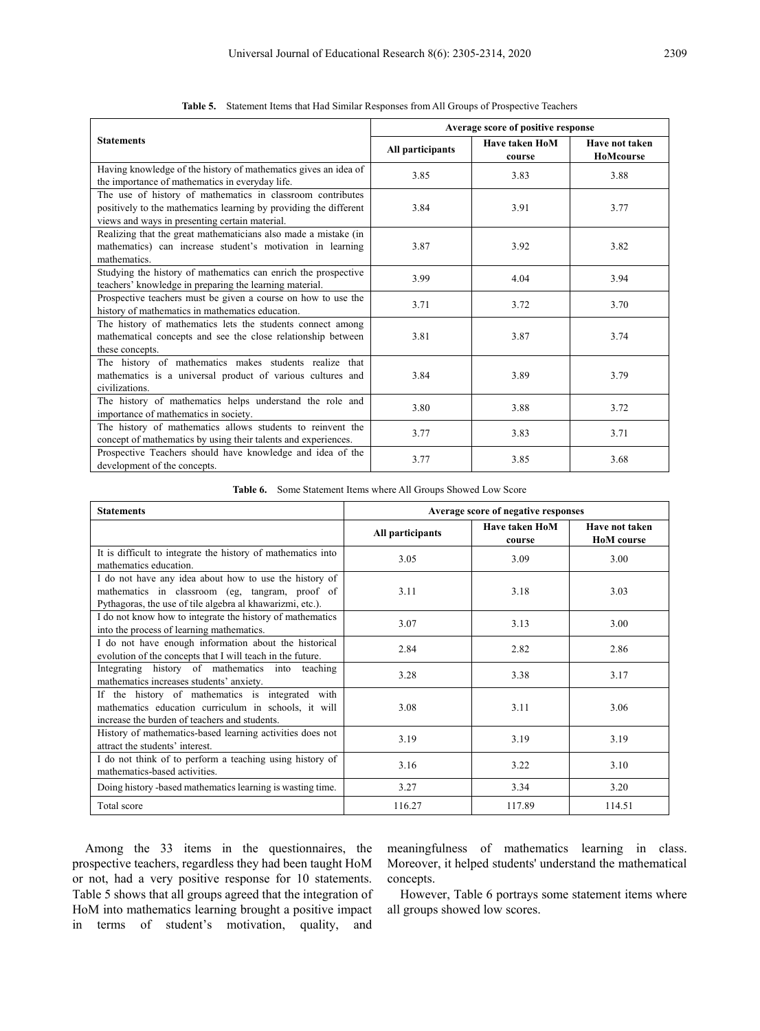**Table 5.** Statement Items that Had Similar Responses from All Groups of Prospective Teachers

| Statements | Average score of positive response | | |
|---|---|---|---|
| | All participants | Have taken HoM course | Have not taken HoMcourse |
| Having knowledge of the history of mathematics gives an idea of the importance of mathematics in everyday life. | 3.85 | 3.83 | 3.88 |
| The use of history of mathematics in classroom contributes positively to the mathematics learning by providing the different views and ways in presenting certain material. | 3.84 | 3.91 | 3.77 |
| Realizing that the great mathematicians also made a mistake (in mathematics) can increase student's motivation in learning mathematics. | 3.87 | 3.92 | 3.82 |
| Studying the history of mathematics can enrich the prospective teachers' knowledge in preparing the learning material. | 3.99 | 4.04 | 3.94 |
| Prospective teachers must be given a course on how to use the history of mathematics in mathematics education. | 3.71 | 3.72 | 3.70 |
| The history of mathematics lets the students connect among mathematical concepts and see the close relationship between these concepts. | 3.81 | 3.87 | 3.74 |
| The history of mathematics makes students realize that mathematics is a universal product of various cultures and civilizations. | 3.84 | 3.89 | 3.79 |
| The history of mathematics helps understand the role and importance of mathematics in society. | 3.80 | 3.88 | 3.72 |
| The history of mathematics allows students to reinvent the concept of mathematics by using their talents and experiences. | 3.77 | 3.83 | 3.71 |
| Prospective Teachers should have knowledge and idea of the development of the concepts. | 3.77 | 3.85 | 3.68 |

**Table 6.** Some Statement Items where All Groups Showed Low Score

| Statements | Average score of negative responses | | |
|---|---|---|---|
| | All participants | Have taken HoM course | Have not taken HoM course |
| It is difficult to integrate the history of mathematics into mathematics education. | 3.05 | 3.09 | 3.00 |
| I do not have any idea about how to use the history of mathematics in classroom (eg, tangram, proof of Pythagoras, the use of tile algebra al khawarizmi, etc.). | 3.11 | 3.18 | 3.03 |
| I do not know how to integrate the history of mathematics into the process of learning mathematics. | 3.07 | 3.13 | 3.00 |
| I do not have enough information about the historical evolution of the concepts that I will teach in the future. | 2.84 | 2.82 | 2.86 |
| Integrating history of mathematics into teaching mathematics increases students' anxiety. | 3.28 | 3.38 | 3.17 |
| If the history of mathematics is integrated with mathematics education curriculum in schools, it will increase the burden of teachers and students. | 3.08 | 3.11 | 3.06 |
| History of mathematics-based learning activities does not attract the students' interest. | 3.19 | 3.19 | 3.19 |
| I do not think of to perform a teaching using history of mathematics-based activities. | 3.16 | 3.22 | 3.10 |
| Doing history -based mathematics learning is wasting time. | 3.27 | 3.34 | 3.20 |
| Total score | 116.27 | 117.89 | 114.51 |

Among the 33 items in the questionnaires, the prospective teachers, regardless they had been taught HoM or not, had a very positive response for 10 statements. Table 5 shows that all groups agreed that the integration of HoM into mathematics learning brought a positive impact in terms of student's motivation, quality, and meaningfulness of mathematics learning in class. Moreover, it helped students' understand the mathematical concepts.

However, Table 6 portrays some statement items where all groups showed low scores.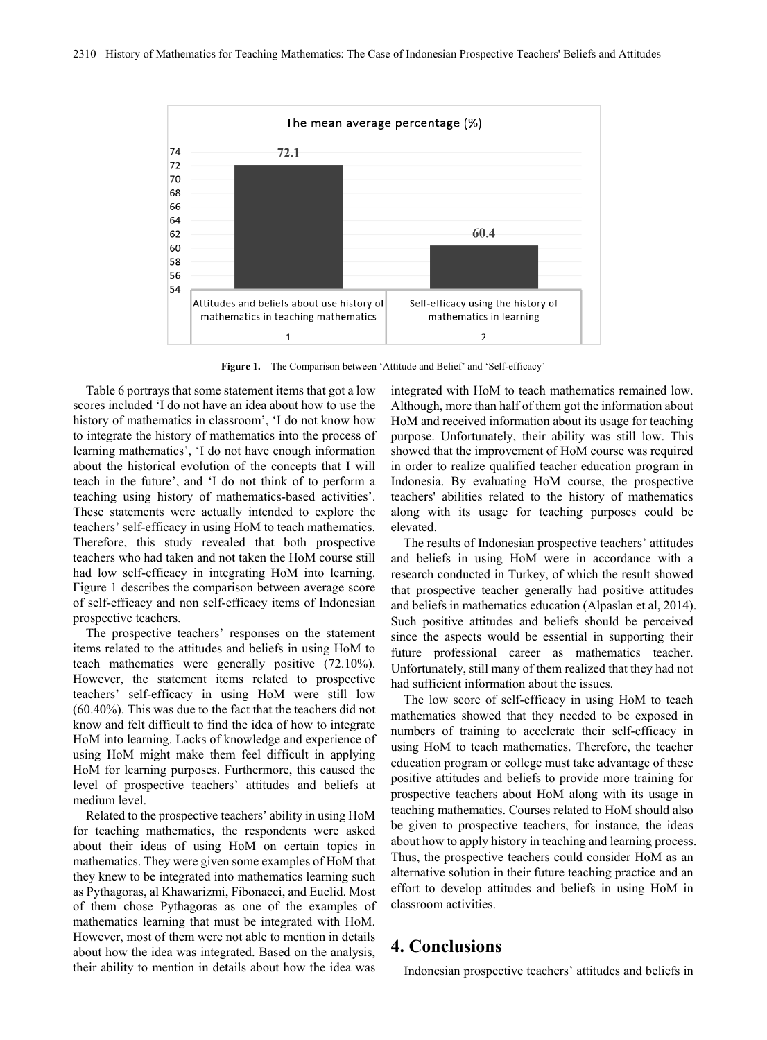Figure 1. The Comparison between 'Attitude and Belief' and 'Self-efficacy'

Table 6 portrays that some statement items that got a low scores included 'I do not have an idea about how to use the history of mathematics in classroom', 'I do not know how to integrate the history of mathematics into the process of learning mathematics', 'I do not have enough information about the historical evolution of the concepts that I will teach in the future', and 'I do not think of to perform a teaching using history of mathematics-based activities'. These statements were actually intended to explore the teachers' self-efficacy in using HoM to teach mathematics. Therefore, this study revealed that both prospective teachers who had taken and not taken the HoM course still had low self-efficacy in integrating HoM into learning. Figure 1 describes the comparison between average score of self-efficacy and non self-efficacy items of Indonesian prospective teachers.

The prospective teachers' responses on the statement items related to the attitudes and beliefs in using HoM to teach mathematics were generally positive (72.10%). However, the statement items related to prospective teachers' self-efficacy in using HoM were still low (60.40%). This was due to the fact that the teachers did not know and felt difficult to find the idea of how to integrate HoM into learning. Lacks of knowledge and experience of using HoM might make them feel difficult in applying HoM for learning purposes. Furthermore, this caused the level of prospective teachers' attitudes and beliefs at medium level.

Related to the prospective teachers' ability in using HoM for teaching mathematics, the respondents were asked about their ideas of using HoM on certain topics in mathematics. They were given some examples of HoM that they knew to be integrated into mathematics learning such as Pythagoras, al Khawarizmi, Fibonacci, and Euclid. Most of them chose Pythagoras as one of the examples of mathematics learning that must be integrated with HoM. However, most of them were not able to mention in details about how the idea was integrated. Based on the analysis, their ability to mention in details about how the idea was integrated with HoM to teach mathematics remained low. Although, more than half of them got the information about HoM and received information about its usage for teaching purpose. Unfortunately, their ability was still low. This showed that the improvement of HoM course was required in order to realize qualified teacher education program in Indonesia. By evaluating HoM course, the prospective teachers' abilities related to the history of mathematics along with its usage for teaching purposes could be elevated.

The results of Indonesian prospective teachers' attitudes and beliefs in using HoM were in accordance with a research conducted in Turkey, of which the result showed that prospective teacher generally had positive attitudes and beliefs in mathematics education (Alpaslan et al, 2014). Such positive attitudes and beliefs should be perceived since the aspects would be essential in supporting their future professional career as mathematics teacher. Unfortunately, still many of them realized that they had not had sufficient information about the issues.

The low score of self-efficacy in using HoM to teach mathematics showed that they needed to be exposed in numbers of training to accelerate their self-efficacy in using HoM to teach mathematics. Therefore, the teacher education program or college must take advantage of these positive attitudes and beliefs to provide more training for prospective teachers about HoM along with its usage in teaching mathematics. Courses related to HoM should also be given to prospective teachers, for instance, the ideas about how to apply history in teaching and learning process. Thus, the prospective teachers could consider HoM as an alternative solution in their future teaching practice and an effort to develop attitudes and beliefs in using HoM in classroom activities.

# 4. Conclusions

Indonesian prospective teachers' attitudes and beliefs in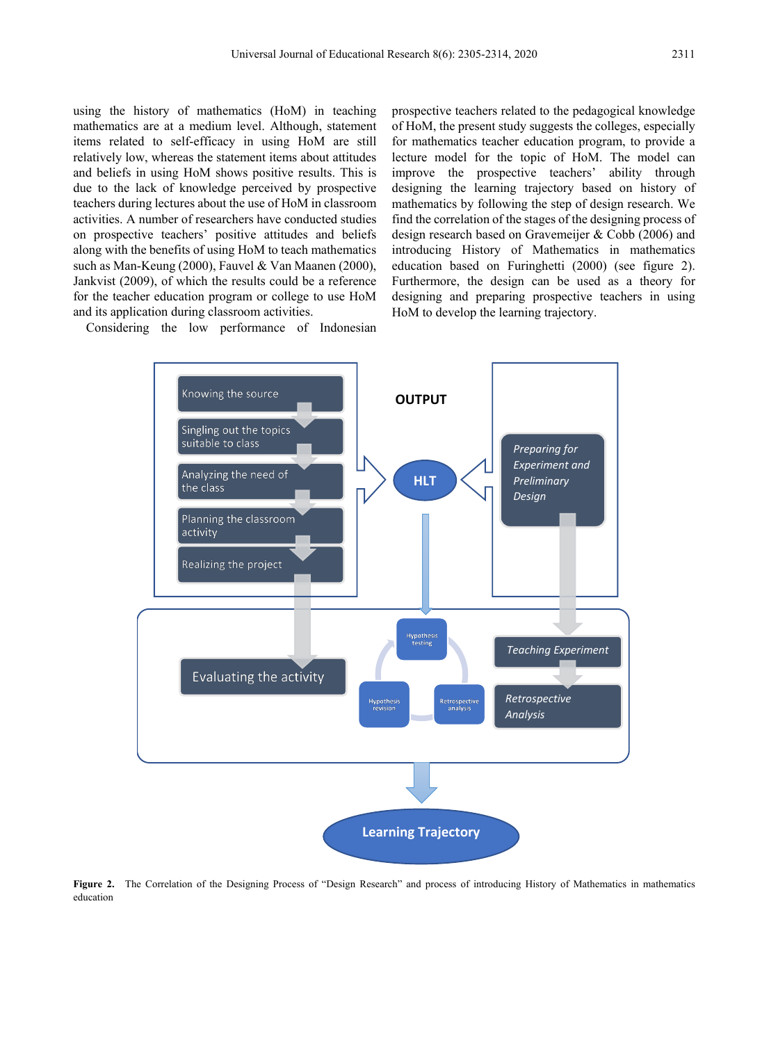using the history of mathematics (HoM) in teaching mathematics are at a medium level. Although, statement items related to self-efficacy in using HoM are still relatively low, whereas the statement items about attitudes and beliefs in using HoM shows positive results. This is due to the lack of knowledge perceived by prospective teachers during lectures about the use of HoM in classroom activities. A number of researchers have conducted studies on prospective teachers' positive attitudes and beliefs along with the benefits of using HoM to teach mathematics such as Man-Keung (2000), Fauvel & Van Maanen (2000), Jankvist (2009), of which the results could be a reference for the teacher education program or college to use HoM and its application during classroom activities.

Considering the low performance of Indonesian prospective teachers related to the pedagogical knowledge of HoM, the present study suggests the colleges, especially for mathematics teacher education program, to provide a lecture model for the topic of HoM. The model can improve the prospective teachers' ability through designing the learning trajectory based on history of mathematics by following the step of design research. We find the correlation of the stages of the designing process of design research based on Gravemeijer & Cobb (2006) and introducing History of Mathematics in mathematics education based on Furinghetti (2000) (see figure 2). Furthermore, the design can be used as a theory for designing and preparing prospective teachers in using HoM to develop the learning trajectory.

**Figure 2.** The Correlation of the Designing Process of "Design Research" and process of introducing History of Mathematics in mathematics education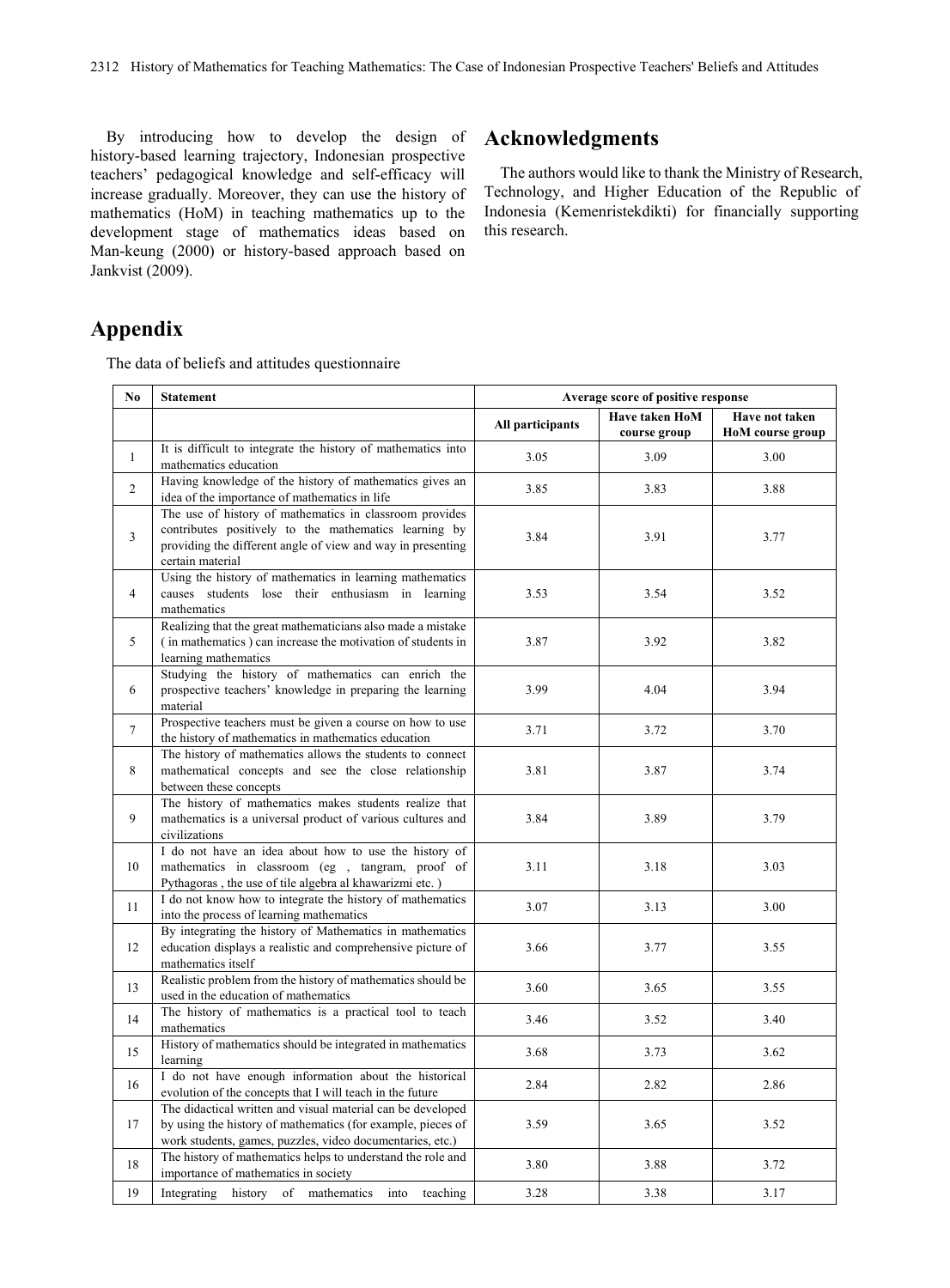By introducing how to develop the design of history-based learning trajectory, Indonesian prospective teachers' pedagogical knowledge and self-efficacy will increase gradually. Moreover, they can use the history of mathematics (HoM) in teaching mathematics up to the development stage of mathematics ideas based on Man-keung (2000) or history-based approach based on Jankvist (2009).

## Acknowledgments

The authors would like to thank the Ministry of Research, Technology, and Higher Education of the Republic of Indonesia (Kemenristekdikti) for financially supporting this research.

## Appendix

The data of beliefs and attitudes questionnaire

| No | Statement | Average score of positive response | | |
|---|---|---|---|---|
| | | All participants | Have taken HoM course group | Have not taken HoM course group |
| 1 | It is difficult to integrate the history of mathematics into mathematics education | 3.05 | 3.09 | 3.00 |
| 2 | Having knowledge of the history of mathematics gives an idea of the importance of mathematics in life | 3.85 | 3.83 | 3.88 |
| 3 | The use of history of mathematics in classroom provides contributes positively to the mathematics learning by providing the different angle of view and way in presenting certain material | 3.84 | 3.91 | 3.77 |
| 4 | Using the history of mathematics in learning mathematics causes students lose their enthusiasm in learning mathematics | 3.53 | 3.54 | 3.52 |
| 5 | Realizing that the great mathematicians also made a mistake ( in mathematics ) can increase the motivation of students in learning mathematics | 3.87 | 3.92 | 3.82 |
| 6 | Studying the history of mathematics can enrich the prospective teachers' knowledge in preparing the learning material | 3.99 | 4.04 | 3.94 |
| 7 | Prospective teachers must be given a course on how to use the history of mathematics in mathematics education | 3.71 | 3.72 | 3.70 |
| 8 | The history of mathematics allows the students to connect mathematical concepts and see the close relationship between these concepts | 3.81 | 3.87 | 3.74 |
| 9 | The history of mathematics makes students realize that mathematics is a universal product of various cultures and civilizations | 3.84 | 3.89 | 3.79 |
| 10 | I do not have an idea about how to use the history of mathematics in classroom (eg , tangram, proof of Pythagoras , the use of tile algebra al khawarizmi etc. ) | 3.11 | 3.18 | 3.03 |
| 11 | I do not know how to integrate the history of mathematics into the process of learning mathematics | 3.07 | 3.13 | 3.00 |
| 12 | By integrating the history of Mathematics in mathematics education displays a realistic and comprehensive picture of mathematics itself | 3.66 | 3.77 | 3.55 |
| 13 | Realistic problem from the history of mathematics should be used in the education of mathematics | 3.60 | 3.65 | 3.55 |
| 14 | The history of mathematics is a practical tool to teach mathematics | 3.46 | 3.52 | 3.40 |
| 15 | History of mathematics should be integrated in mathematics learning | 3.68 | 3.73 | 3.62 |
| 16 | I do not have enough information about the historical evolution of the concepts that I will teach in the future | 2.84 | 2.82 | 2.86 |
| 17 | The didactical written and visual material can be developed by using the history of mathematics (for example, pieces of work students, games, puzzles, video documentaries, etc.) | 3.59 | 3.65 | 3.52 |
| 18 | The history of mathematics helps to understand the role and importance of mathematics in society | 3.80 | 3.88 | 3.72 |
| 19 | Integrating history of mathematics into teaching | 3.28 | 3.38 | 3.17 |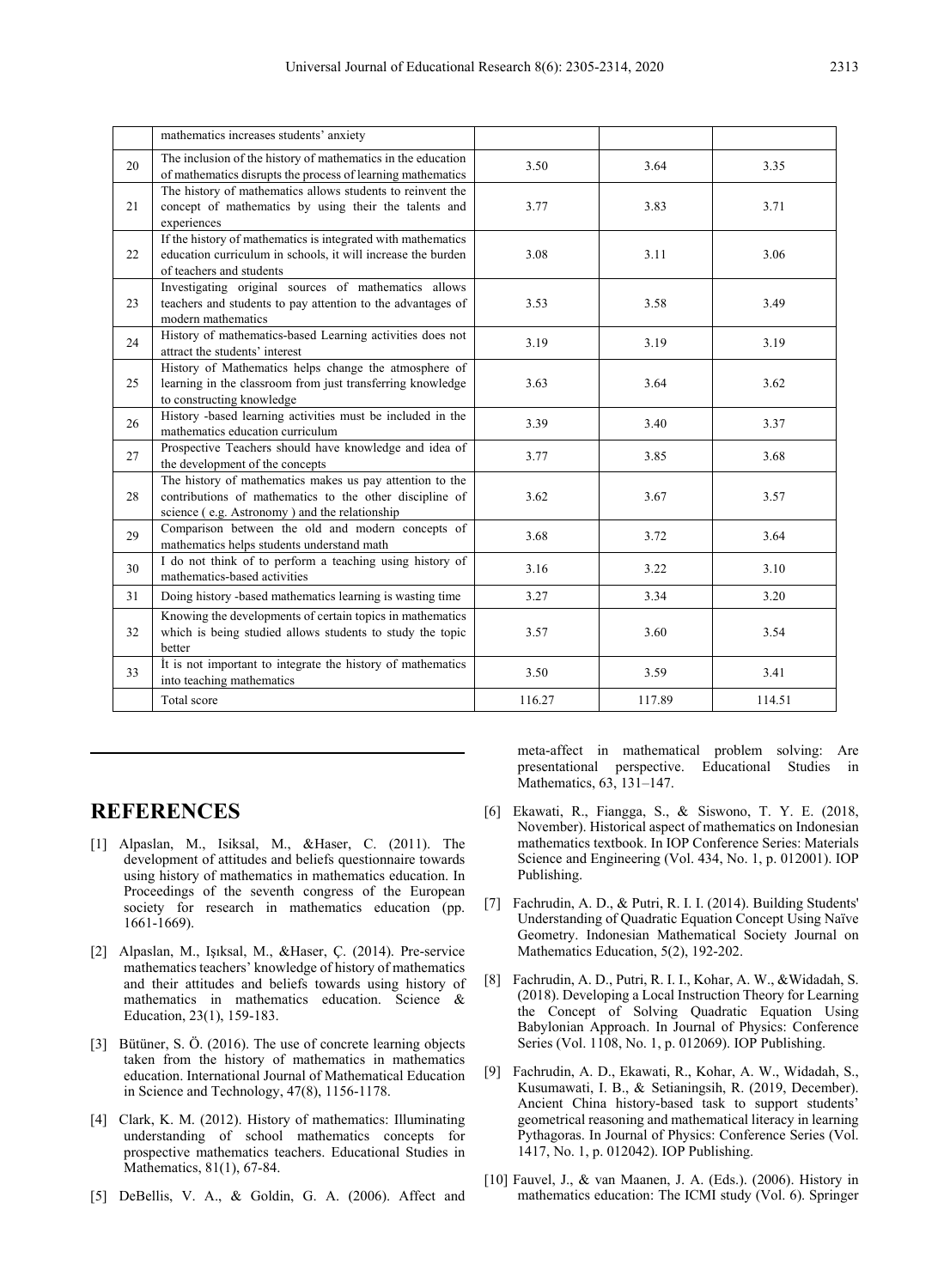|  | mathematics increases students' anxiety |  |  |  |
|---|---|---|---|---|
| 20 | The inclusion of the history of mathematics in the education of mathematics disrupts the process of learning mathematics | 3.50 | 3.64 | 3.35 |
| 21 | The history of mathematics allows students to reinvent the concept of mathematics by using their the talents and experiences | 3.77 | 3.83 | 3.71 |
| 22 | If the history of mathematics is integrated with mathematics education curriculum in schools, it will increase the burden of teachers and students | 3.08 | 3.11 | 3.06 |
| 23 | Investigating original sources of mathematics allows teachers and students to pay attention to the advantages of modern mathematics | 3.53 | 3.58 | 3.49 |
| 24 | History of mathematics-based Learning activities does not attract the students' interest | 3.19 | 3.19 | 3.19 |
| 25 | History of Mathematics helps change the atmosphere of learning in the classroom from just transferring knowledge to constructing knowledge | 3.63 | 3.64 | 3.62 |
| 26 | History -based learning activities must be included in the mathematics education curriculum | 3.39 | 3.40 | 3.37 |
| 27 | Prospective Teachers should have knowledge and idea of the development of the concepts | 3.77 | 3.85 | 3.68 |
| 28 | The history of mathematics makes us pay attention to the contributions of mathematics to the other discipline of science ( e.g. Astronomy ) and the relationship | 3.62 | 3.67 | 3.57 |
| 29 | Comparison between the old and modern concepts of mathematics helps students understand math | 3.68 | 3.72 | 3.64 |
| 30 | I do not think of to perform a teaching using history of mathematics-based activities | 3.16 | 3.22 | 3.10 |
| 31 | Doing history -based mathematics learning is wasting time | 3.27 | 3.34 | 3.20 |
| 32 | Knowing the developments of certain topics in mathematics which is being studied allows students to study the topic better | 3.57 | 3.60 | 3.54 |
| 33 | İt is not important to integrate the history of mathematics into teaching mathematics | 3.50 | 3.59 | 3.41 |
|  | Total score | 116.27 | 117.89 | 114.51 |

## REFERENCES

[1] Alpaslan, M., Isiksal, M., &Haser, C. (2011). The development of attitudes and beliefs questionnaire towards using history of mathematics in mathematics education. In Proceedings of the seventh congress of the European society for research in mathematics education (pp. 1661-1669).

[2] Alpaslan, M., Işıksal, M., &Haser, Ç. (2014). Pre-service mathematics teachers' knowledge of history of mathematics and their attitudes and beliefs towards using history of mathematics in mathematics education. Science & Education, 23(1), 159-183.

[3] Bütüner, S. Ö. (2016). The use of concrete learning objects taken from the history of mathematics in mathematics education. International Journal of Mathematical Education in Science and Technology, 47(8), 1156-1178.

[4] Clark, K. M. (2012). History of mathematics: Illuminating understanding of school mathematics concepts for prospective mathematics teachers. Educational Studies in Mathematics, 81(1), 67-84.

[5] DeBellis, V. A., & Goldin, G. A. (2006). Affect and meta-affect in mathematical problem solving: Are presentational perspective. Educational Studies in Mathematics, 63, 131–147.

[6] Ekawati, R., Fiangga, S., & Siswono, T. Y. E. (2018, November). Historical aspect of mathematics on Indonesian mathematics textbook. In IOP Conference Series: Materials Science and Engineering (Vol. 434, No. 1, p. 012001). IOP Publishing.

[7] Fachrudin, A. D., & Putri, R. I. I. (2014). Building Students' Understanding of Quadratic Equation Concept Using Naïve Geometry. Indonesian Mathematical Society Journal on Mathematics Education, 5(2), 192-202.

[8] Fachrudin, A. D., Putri, R. I. I., Kohar, A. W., &Widadah, S. (2018). Developing a Local Instruction Theory for Learning the Concept of Solving Quadratic Equation Using Babylonian Approach. In Journal of Physics: Conference Series (Vol. 1108, No. 1, p. 012069). IOP Publishing.

[9] Fachrudin, A. D., Ekawati, R., Kohar, A. W., Widadah, S., Kusumawati, I. B., & Setianingsih, R. (2019, December). Ancient China history-based task to support students' geometrical reasoning and mathematical literacy in learning Pythagoras. In Journal of Physics: Conference Series (Vol. 1417, No. 1, p. 012042). IOP Publishing.

[10] Fauvel, J., & van Maanen, J. A. (Eds.). (2006). History in mathematics education: The ICMI study (Vol. 6). Springer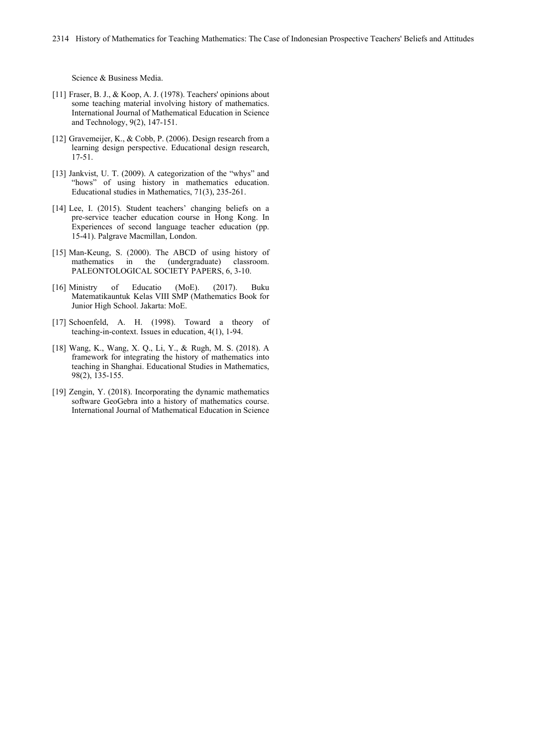Science & Business Media.

[11] Fraser, B. J., & Koop, A. J. (1978). Teachers' opinions about some teaching material involving history of mathematics. International Journal of Mathematical Education in Science and Technology, 9(2), 147-151.

[12] Gravemeijer, K., & Cobb, P. (2006). Design research from a learning design perspective. Educational design research, 17-51.

[13] Jankvist, U. T. (2009). A categorization of the "whys" and "hows" of using history in mathematics education. Educational studies in Mathematics, 71(3), 235-261.

[14] Lee, I. (2015). Student teachers' changing beliefs on a pre-service teacher education course in Hong Kong. In Experiences of second language teacher education (pp. 15-41). Palgrave Macmillan, London.

[15] Man-Keung, S. (2000). The ABCD of using history of mathematics in the (undergraduate) classroom. PALEONTOLOGICAL SOCIETY PAPERS, 6, 3-10.

[16] Ministry of Educatio (MoE). (2017). Buku Matematikauntuk Kelas VIII SMP (Mathematics Book for Junior High School. Jakarta: MoE.

[17] Schoenfeld, A. H. (1998). Toward a theory of teaching-in-context. Issues in education, 4(1), 1-94.

[18] Wang, K., Wang, X. Q., Li, Y., & Rugh, M. S. (2018). A framework for integrating the history of mathematics into teaching in Shanghai. Educational Studies in Mathematics, 98(2), 135-155.

[19] Zengin, Y. (2018). Incorporating the dynamic mathematics software GeoGebra into a history of mathematics course. International Journal of Mathematical Education in Science